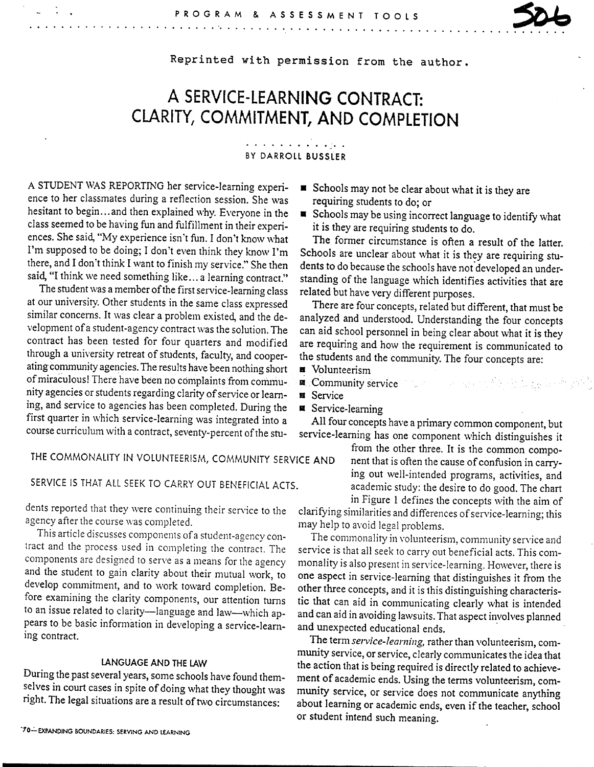Reprinted with permission from the author.

# A SERVICE-LEARNING CONTRACT: CLARITY, COMMITMENT, AND COMPLETION

BY DARROLL BUSSLER

A STUDENT WAS REPORTING her service-learning experience to her classmates during a reflection session. She was hesitant to begin...and then explained why. Everyone in the class seemed to be having fun and fulfillment in their experiences. She said, "My experience isn't fun. I don't know what I'm supposed to be doing; I don't even think they know I'm there, and I don't think I want to finish my service." She then said, "I think we need something like... a learning contract."

The student was a member of the first service-learning class at our university. Other students in the same class expressed similar concerns. It was clear a problem existed, and the development of a student-agency contract was the solution. The contract has been tested for four quarters and modified through a university retreat of students, faculty, and cooperating community agencies. The results have been nothing short of miraculous! There have been no complaints from community agencies or students regarding clarity of service or learning, and service to agencies has been completed. During the first quarter in which service-learning was integrated into a course curriculum with a contract, seventy-percent of the students reported that they were continuing their service to the agency after the course was completed.

> THE COMMONALITY IN VOLUNTEERISM, COMMUNITY SERVICE AND SERVICE IS THAT ALL SEEK TO CARRY OUT BENEFICIAL ACTS.

This article discusses components of a student-agency contract and the process used in completing the contract. The components are designed to serve as a means for the agency and the student to gain clarity about their mutual work, to develop commitment, and to work toward completion. Before examining the clarity components, our attention turns to an issue related to clarity—language and law—which appears to be basic information in developing a service-learning contract.

## LANGUAGE AND THE LAW

During the past several years, some schools have found themselves in court cases in spite of doing what they thought was right. The legal situations are a result of two circumstances:

- Schools may not be clear about what it is they are requiring students to do; or
- Schools may be using incorrect language to identify what it is they are requiring students to do.

The former circumstance is often a result of the latter. Schools are unclear about what it is they are requiring students to do because the schools have not developed an understanding of the language which identifies activities that are related but have very different purposes.

There are four concepts, related but different, that must be analyzed and understood. Understanding the four concepts can aid school personnel in being clear about what it is they are requiring and how the requirement is communicated to the students and the community. The four concepts are:

- Volunteerism
- Community service
- Service
- Service-learning

All four concepts have a primary common component, but service-learning has one component which distinguishes it from the other three. It is the common component that is often the cause of confusion in carrying out well-intended programs, activities, and academic study: the desire to do good. The chart in Figure 1 defines the concepts with the aim of clarifying similarities and differences of service-learning; this may help to avoid legal problems.

The commonality in volunteerism, community service and service is that all seek to carry out beneficial acts. This commonality is also present in service-learning. However, there is one aspect in service-learning that distinguishes it from the other three concepts, and it is this distinguishing characteristic that can aid in communicating clearly what is intended and can aid in avoiding lawsuits. That aspect involves planned and unexpected educational ends.

The term *service-learning,* rather than volunteerism, community service, or service, clearly communicates the idea that the action that is being required is directly related to achievement of academic ends. Using the terms volunteerism, community service, or service does not communicate anything about learning or academic ends, even if the teacher, school or student intend such meaning.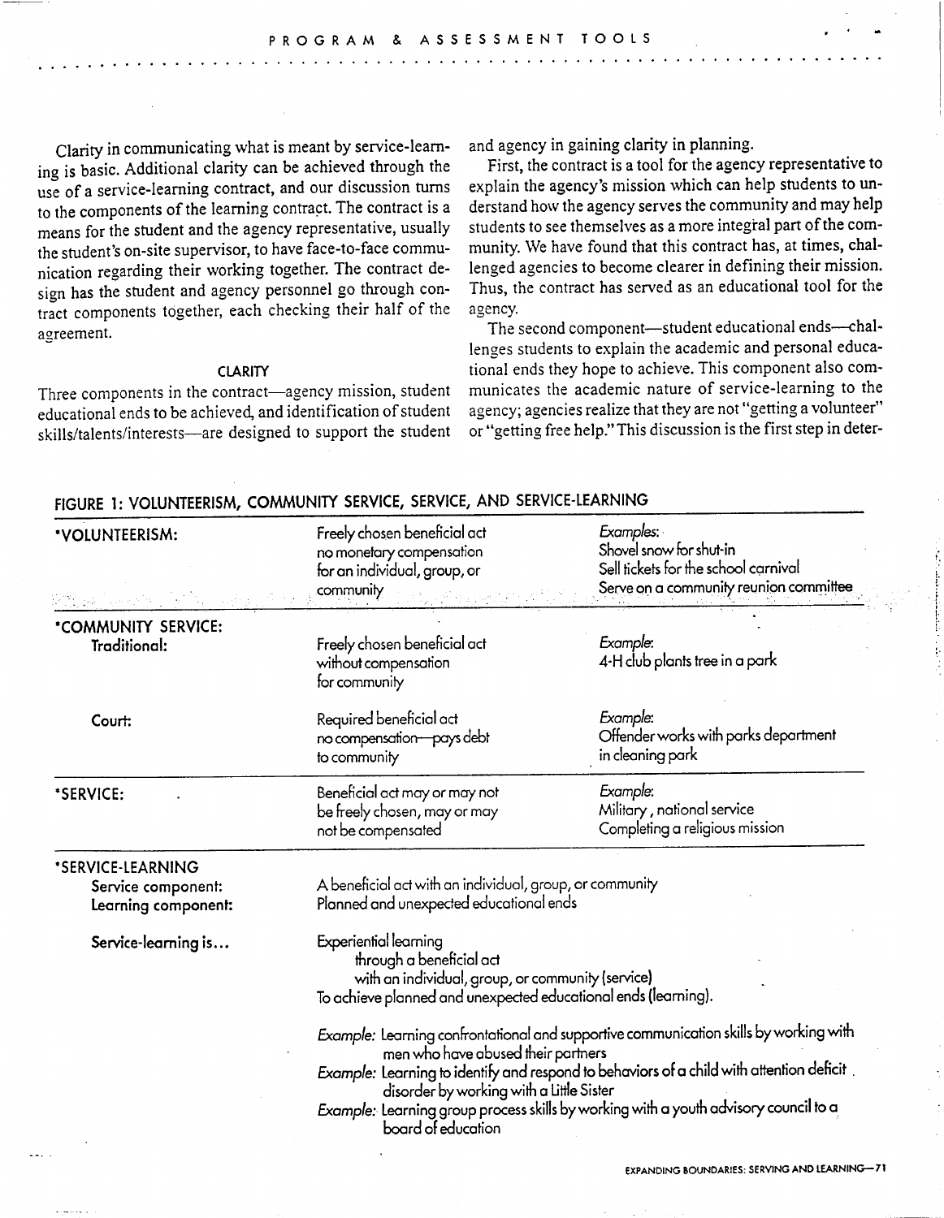Clarity in communicating what is meant by service-learning is basic. Additional clarity can be achieved through the use of a service-learning contract, and our discussion turns to the components of the learning contract. The contract is a means for the student and the agency representative, usually the student's on-site supervisor, to have face-to-face communication regarding their working together. The contract design has the student and agency personnel go through contract components together, each checking their half of the agreement.

### CLARITY

Three components in the contract—agency mission, student educational ends to be achieved, and identification of student skills/talents/interests—are designed to support the student and agency in gaining clarity in planning.

First, the contract is a tool for the agency representative to explain the agency's mission which can help students to understand how the agency serves the community and may help students to see themselves as a more integral part of the community. We have found that this contract has, at times, challenged agencies to become clearer in defining their mission. Thus, the contract has served as an educational tool for the agency.

The second component—student educational ends—challenges students to explain the academic and personal educational ends they hope to achieve. This component also communicates the academic nature of service-learning to the agency; agencies realize that they are not "getting a volunteer" or "getting free help." This discussion is the first step in deter-

**FIGURE 1: VOLUNTEERISM, COMMUNITY SERVICE, SERVICE, AND SERVICE-LEARNING**

| | | |
|---|---|---|
| **\*VOLUNTEERISM:** | Freely chosen beneficial act no monetary compensation for an individual, group, or community | *Examples:* Shovel snow for shut-in; Sell tickets for the school carnival; Serve on a community reunion committee |
| **\*COMMUNITY SERVICE:** | | |
| **Traditional:** | Freely chosen beneficial act without compensation for community | *Example:* 4-H club plants tree in a park |
| **Court:** | Required beneficial act no compensation—pays debt to community | *Example:* Offender works with parks department in cleaning park |
| **\*SERVICE:** | Beneficial act may or may not be freely chosen, may or may not be compensated | *Example:* Military, national service; Completing a religious mission |
| **\*SERVICE-LEARNING** | | |
| **Service component:** | A beneficial act with an individual, group, or community | |
| **Learning component:** | Planned and unexpected educational ends | |
| **Service-learning is...** | Experiential learning through a beneficial act with an individual, group, or community (service) To achieve planned and unexpected educational ends (learning). | |
| | *Example:* Learning confrontational and supportive communication skills by working with men who have abused their partners | |
| | *Example:* Learning to identify and respond to behaviors of a child with attention deficit disorder by working with a Little Sister | |
| | *Example:* Learning group process skills by working with a youth advisory council to a board of education | |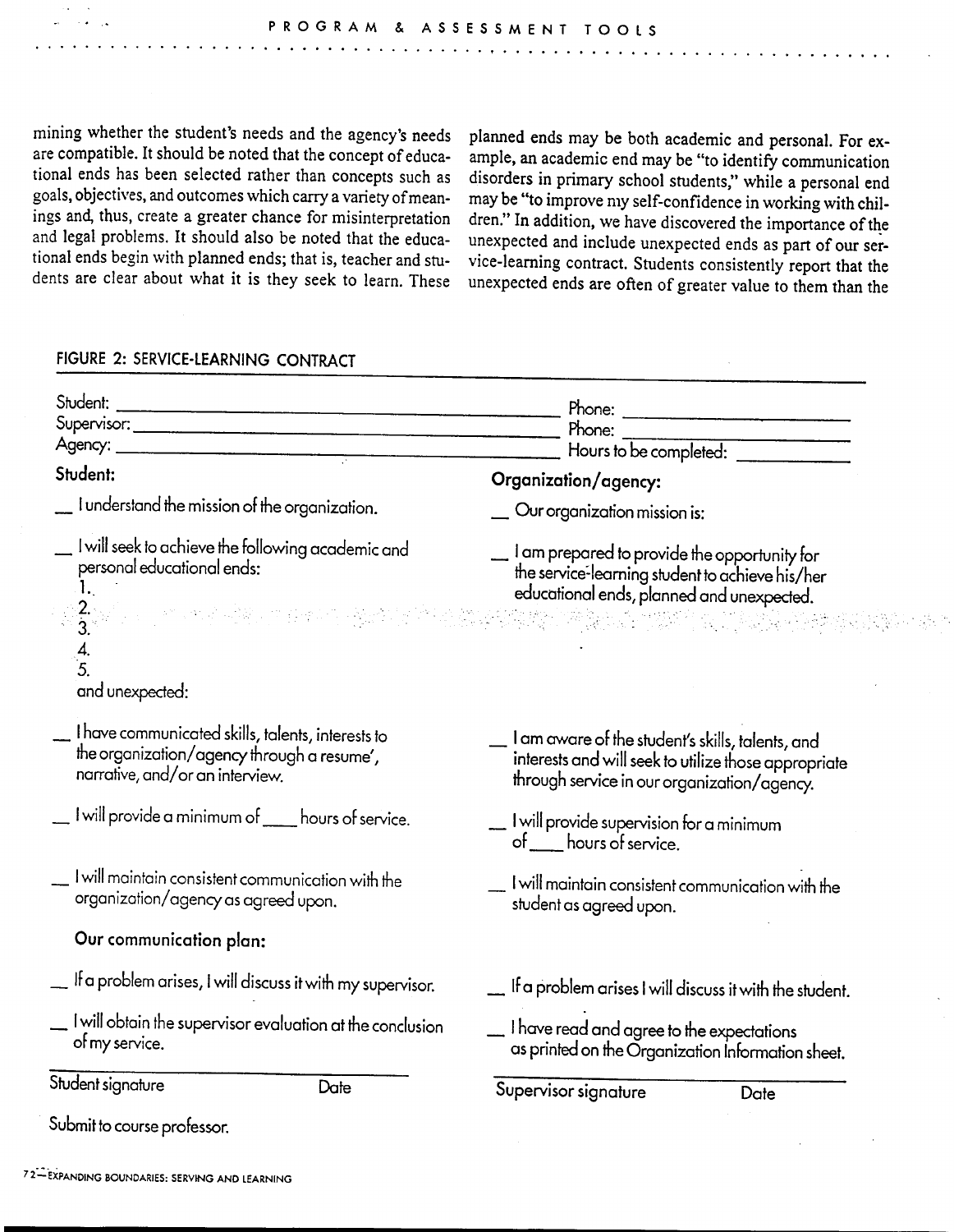mining whether the student's needs and the agency's needs are compatible. It should be noted that the concept of educational ends has been selected rather than concepts such as goals, objectives, and outcomes which carry a variety of meanings and, thus, create a greater chance for misinterpretation and legal problems. It should also be noted that the educational ends begin with planned ends; that is, teacher and students are clear about what it is they seek to learn. These planned ends may be both academic and personal. For example, an academic end may be "to identify communication disorders in primary school students," while a personal end may be "to improve my self-confidence in working with children." In addition, we have discovered the importance of the unexpected and include unexpected ends as part of our service-learning contract. Students consistently report that the unexpected ends are often of greater value to them than the

## FIGURE 2: SERVICE-LEARNING CONTRACT

Student: ______________________________ Phone: ______________

Supervisor: ______________________________ Phone: ______________

Agency: ______________________________ Hours to be completed: __________

**Student:**

__ I understand the mission of the organization.

__ I will seek to achieve the following academic and personal educational ends:
1.
2.
3.
4.
5.

and unexpected:

__ I have communicated skills, talents, interests to the organization/agency through a resume', narrative, and/or an interview.

__ I will provide a minimum of ____ hours of service.

__ I will maintain consistent communication with the organization/agency as agreed upon.

**Our communication plan:**

__ If a problem arises, I will discuss it with my supervisor.

__ I will obtain the supervisor evaluation at the conclusion of my service.

_______________________________
Student signature Date

Submit to course professor.

**Organization/agency:**

__ Our organization mission is:

__ I am prepared to provide the opportunity for the service-learning student to achieve his/her educational ends, planned and unexpected.

__ I am aware of the student's skills, talents, and interests and will seek to utilize those appropriate through service in our organization/agency.

__ I will provide supervision for a minimum of ____ hours of service.

__ I will maintain consistent communication with the student as agreed upon.

__ If a problem arises I will discuss it with the student.

__ I have read and agree to the expectations as printed on the Organization Information sheet.

_______________________________
Supervisor signature Date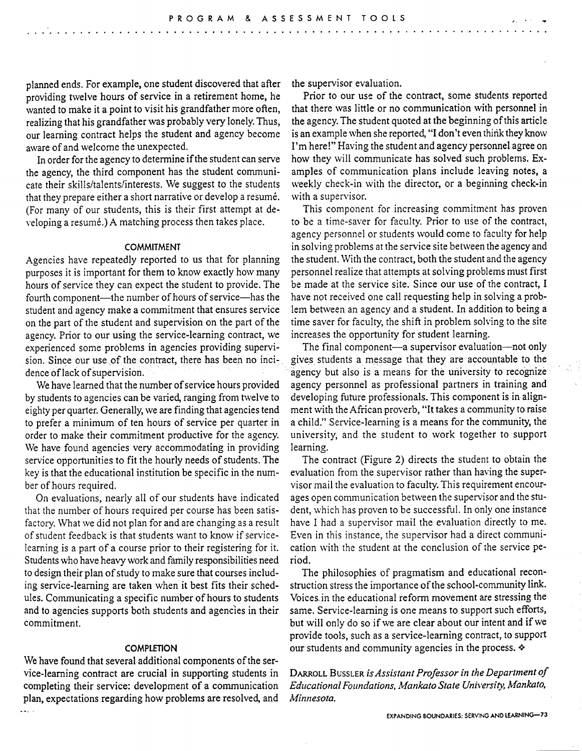planned ends. For example, one student discovered that after providing twelve hours of service in a retirement home, he wanted to make it a point to visit his grandfather more often, realizing that his grandfather was probably very lonely. Thus, our learning contract helps the student and agency become aware of and welcome the unexpected.

In order for the agency to determine if the student can serve the agency, the third component has the student communicate their skills/talents/interests. We suggest to the students that they prepare either a short narrative or develop a resumé. (For many of our students, this is their first attempt at developing a resumé.) A matching process then takes place.

### COMMITMENT

Agencies have repeatedly reported to us that for planning purposes it is important for them to know exactly how many hours of service they can expect the student to provide. The fourth component—the number of hours of service—has the student and agency make a commitment that ensures service on the part of the student and supervision on the part of the agency. Prior to our using the service-learning contract, we experienced some problems in agencies providing supervision. Since our use of the contract, there has been no incidence of lack of supervision.

We have learned that the number of service hours provided by students to agencies can be varied, ranging from twelve to eighty per quarter. Generally, we are finding that agencies tend to prefer a minimum of ten hours of service per quarter in order to make their commitment productive for the agency. We have found agencies very accommodating in providing service opportunities to fit the hourly needs of students. The key is that the educational institution be specific in the number of hours required.

On evaluations, nearly all of our students have indicated that the number of hours required per course has been satisfactory. What we did not plan for and are changing as a result of student feedback is that students want to know if service-learning is a part of a course prior to their registering for it. Students who have heavy work and family responsibilities need to design their plan of study to make sure that courses including service-learning are taken when it best fits their schedules. Communicating a specific number of hours to students and to agencies supports both students and agencies in their commitment.

### COMPLETION

We have found that several additional components of the service-learning contract are crucial in supporting students in completing their service: development of a communication plan, expectations regarding how problems are resolved, and the supervisor evaluation.

Prior to our use of the contract, some students reported that there was little or no communication with personnel in the agency. The student quoted at the beginning of this article is an example when she reported, "I don't even think they know I'm here!" Having the student and agency personnel agree on how they will communicate has solved such problems. Examples of communication plans include leaving notes, a weekly check-in with the director, or a beginning check-in with a supervisor.

This component for increasing commitment has proven to be a time-saver for faculty. Prior to use of the contract, agency personnel or students would come to faculty for help in solving problems at the service site between the agency and the student. With the contract, both the student and the agency personnel realize that attempts at solving problems must first be made at the service site. Since our use of the contract, I have not received one call requesting help in solving a problem between an agency and a student. In addition to being a time saver for faculty, the shift in problem solving to the site increases the opportunity for student learning.

The final component—a supervisor evaluation—not only gives students a message that they are accountable to the agency but also is a means for the university to recognize agency personnel as professional partners in training and developing future professionals. This component is in alignment with the African proverb, "It takes a community to raise a child." Service-learning is a means for the community, the university, and the student to work together to support learning.

The contract (Figure 2) directs the student to obtain the evaluation from the supervisor rather than having the supervisor mail the evaluation to faculty. This requirement encourages open communication between the supervisor and the student, which has proven to be successful. In only one instance have I had a supervisor mail the evaluation directly to me. Even in this instance, the supervisor had a direct communication with the student at the conclusion of the service period.

The philosophies of pragmatism and educational reconstruction stress the importance of the school-community link. Voices in the educational reform movement are stressing the same. Service-learning is one means to support such efforts, but will only do so if we are clear about our intent and if we provide tools, such as a service-learning contract, to support our students and community agencies in the process. ❖

DARROLL BUSSLER *is Assistant Professor in the Department of Educational Foundations, Mankato State University, Mankato, Minnesota.*